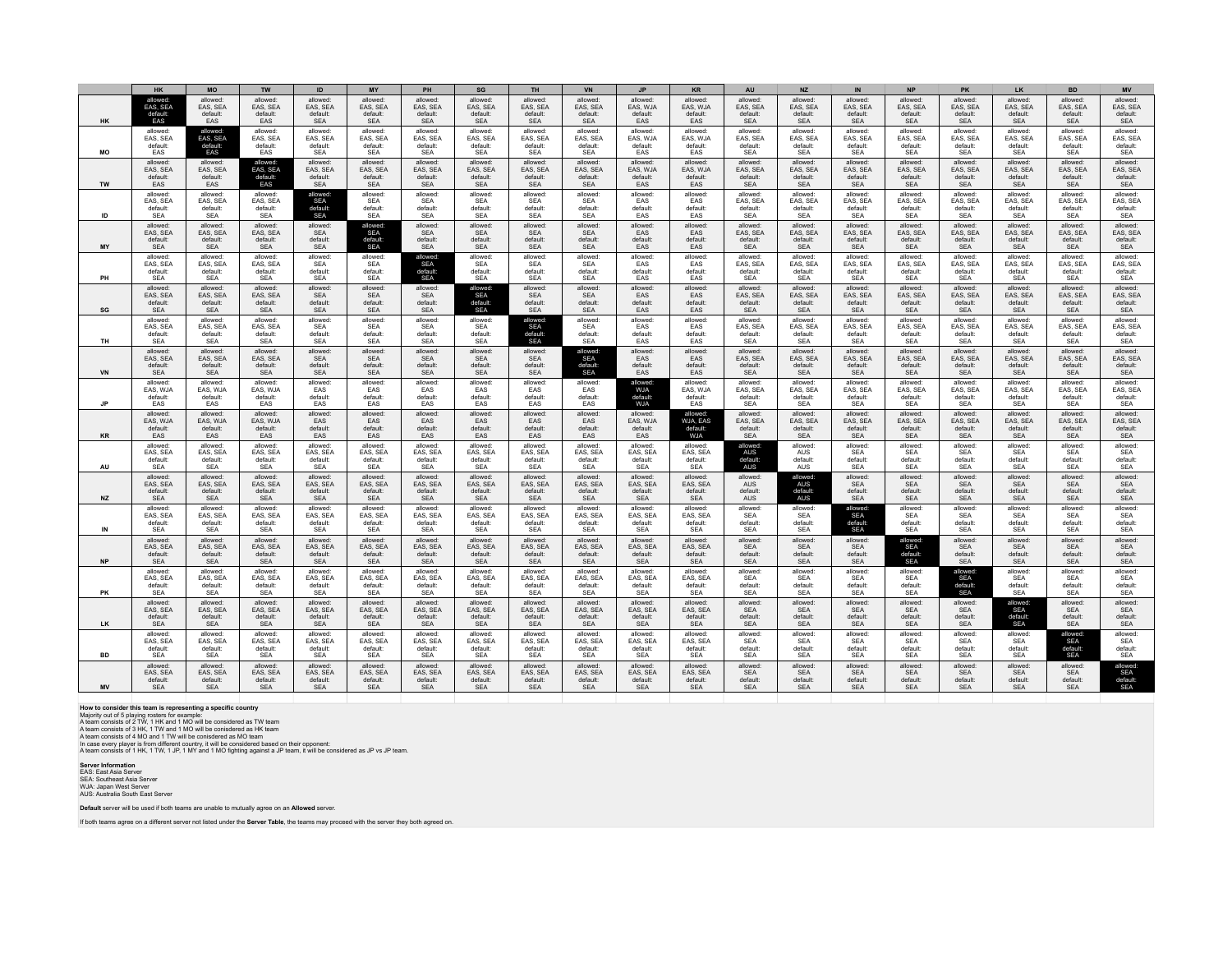| | HK | MO | TW | ID | MY | PH | SG | TH | VN | JP | KR | AU | NZ | IN | NP | PK | LK | BD | MV |
|---|---|---|---|---|---|---|---|---|---|---|---|---|---|---|---|---|---|---|---|
| **HK** | allowed: EAS, SEA default: EAS | allowed: EAS, SEA default: EAS | allowed: EAS, SEA default: EAS | allowed: EAS, SEA default: SEA | allowed: EAS, SEA default: SEA | allowed: EAS, SEA default: SEA | allowed: EAS, SEA default: SEA | allowed: EAS, SEA default: SEA | allowed: EAS, SEA default: SEA | allowed: EAS, WJA default: EAS | allowed: EAS, WJA default: EAS | allowed: EAS, SEA default: SEA | allowed: EAS, SEA default: SEA | allowed: EAS, SEA default: SEA | allowed: EAS, SEA default: SEA | allowed: EAS, SEA default: SEA | allowed: EAS, SEA default: SEA | allowed: EAS, SEA default: SEA | allowed: EAS, SEA default: SEA |
| **MO** | allowed: EAS, SEA default: EAS | allowed: EAS, SEA default: EAS | allowed: EAS, SEA default: EAS | allowed: EAS, SEA default: SEA | allowed: EAS, SEA default: SEA | allowed: EAS, SEA default: SEA | allowed: EAS, SEA default: SEA | allowed: EAS, SEA default: SEA | allowed: EAS, SEA default: SEA | allowed: EAS, WJA default: EAS | allowed: EAS, WJA default: EAS | allowed: EAS, SEA default: SEA | allowed: EAS, SEA default: SEA | allowed: EAS, SEA default: SEA | allowed: EAS, SEA default: SEA | allowed: EAS, SEA default: SEA | allowed: EAS, SEA default: SEA | allowed: EAS, SEA default: SEA | allowed: EAS, SEA default: SEA |
| **TW** | allowed: EAS, SEA default: EAS | allowed: EAS, SEA default: EAS | allowed: EAS, SEA default: EAS | allowed: EAS, SEA default: SEA | allowed: EAS, SEA default: SEA | allowed: EAS, SEA default: SEA | allowed: EAS, SEA default: SEA | allowed: EAS, SEA default: SEA | allowed: EAS, SEA default: SEA | allowed: EAS, WJA default: EAS | allowed: EAS, WJA default: EAS | allowed: EAS, SEA default: SEA | allowed: EAS, SEA default: SEA | allowed: EAS, SEA default: SEA | allowed: EAS, SEA default: SEA | allowed: EAS, SEA default: SEA | allowed: EAS, SEA default: SEA | allowed: EAS, SEA default: SEA | allowed: EAS, SEA default: SEA |
| **ID** | allowed: EAS, SEA default: SEA | allowed: EAS, SEA default: SEA | allowed: EAS, SEA default: SEA | allowed: SEA default: SEA | allowed: SEA default: SEA | allowed: SEA default: SEA | allowed: SEA default: SEA | allowed: SEA default: SEA | allowed: SEA default: SEA | allowed: EAS default: EAS | allowed: EAS default: EAS | allowed: EAS, SEA default: SEA | allowed: EAS, SEA default: SEA | allowed: EAS, SEA default: SEA | allowed: EAS, SEA default: SEA | allowed: EAS, SEA default: SEA | allowed: EAS, SEA default: SEA | allowed: EAS, SEA default: SEA | allowed: EAS, SEA default: SEA |
| **MY** | allowed: EAS, SEA default: SEA | allowed: EAS, SEA default: SEA | allowed: EAS, SEA default: SEA | allowed: SEA default: SEA | allowed: SEA default: SEA | allowed: SEA default: SEA | allowed: SEA default: SEA | allowed: SEA default: SEA | allowed: SEA default: SEA | allowed: EAS default: EAS | allowed: EAS default: EAS | allowed: EAS, SEA default: SEA | allowed: EAS, SEA default: SEA | allowed: EAS, SEA default: SEA | allowed: EAS, SEA default: SEA | allowed: EAS, SEA default: SEA | allowed: EAS, SEA default: SEA | allowed: EAS, SEA default: SEA | allowed: EAS, SEA default: SEA |
| **PH** | allowed: EAS, SEA default: SEA | allowed: EAS, SEA default: SEA | allowed: EAS, SEA default: SEA | allowed: SEA default: SEA | allowed: SEA default: SEA | allowed: SEA default: SEA | allowed: SEA default: SEA | allowed: SEA default: SEA | allowed: SEA default: SEA | allowed: EAS default: EAS | allowed: EAS default: EAS | allowed: EAS, SEA default: SEA | allowed: EAS, SEA default: SEA | allowed: EAS, SEA default: SEA | allowed: EAS, SEA default: SEA | allowed: EAS, SEA default: SEA | allowed: EAS, SEA default: SEA | allowed: EAS, SEA default: SEA | allowed: EAS, SEA default: SEA |
| **SG** | allowed: EAS, SEA default: SEA | allowed: EAS, SEA default: SEA | allowed: EAS, SEA default: SEA | allowed: SEA default: SEA | allowed: SEA default: SEA | allowed: SEA default: SEA | allowed: SEA default: SEA | allowed: SEA default: SEA | allowed: SEA default: SEA | allowed: EAS default: EAS | allowed: EAS default: EAS | allowed: EAS, SEA default: SEA | allowed: EAS, SEA default: SEA | allowed: EAS, SEA default: SEA | allowed: EAS, SEA default: SEA | allowed: EAS, SEA default: SEA | allowed: EAS, SEA default: SEA | allowed: EAS, SEA default: SEA | allowed: EAS, SEA default: SEA |
| **TH** | allowed: EAS, SEA default: SEA | allowed: EAS, SEA default: SEA | allowed: EAS, SEA default: SEA | allowed: SEA default: SEA | allowed: SEA default: SEA | allowed: SEA default: SEA | allowed: SEA default: SEA | allowed: SEA default: SEA | allowed: SEA default: SEA | allowed: EAS default: EAS | allowed: EAS default: EAS | allowed: EAS, SEA default: SEA | allowed: EAS, SEA default: SEA | allowed: EAS, SEA default: SEA | allowed: EAS, SEA default: SEA | allowed: EAS, SEA default: SEA | allowed: EAS, SEA default: SEA | allowed: EAS, SEA default: SEA | allowed: EAS, SEA default: SEA |
| **VN** | allowed: EAS, SEA default: SEA | allowed: EAS, SEA default: SEA | allowed: EAS, SEA default: SEA | allowed: SEA default: SEA | allowed: SEA default: SEA | allowed: SEA default: SEA | allowed: SEA default: SEA | allowed: SEA default: SEA | allowed: SEA default: SEA | allowed: EAS default: EAS | allowed: EAS default: EAS | allowed: EAS, SEA default: SEA | allowed: EAS, SEA default: SEA | allowed: EAS, SEA default: SEA | allowed: EAS, SEA default: SEA | allowed: EAS, SEA default: SEA | allowed: EAS, SEA default: SEA | allowed: EAS, SEA default: SEA | allowed: EAS, SEA default: SEA |
| **JP** | allowed: EAS, WJA default: EAS | allowed: EAS, WJA default: EAS | allowed: EAS, WJA default: EAS | allowed: EAS default: EAS | allowed: EAS default: EAS | allowed: EAS default: EAS | allowed: EAS default: EAS | allowed: EAS default: EAS | allowed: EAS default: EAS | allowed: WJA default: WJA | allowed: EAS, WJA default: EAS | allowed: EAS, SEA default: SEA | allowed: EAS, SEA default: SEA | allowed: EAS, SEA default: SEA | allowed: EAS, SEA default: SEA | allowed: EAS, SEA default: SEA | allowed: EAS, SEA default: SEA | allowed: EAS, SEA default: SEA | allowed: EAS, SEA default: SEA |
| **KR** | allowed: EAS, WJA default: EAS | allowed: EAS, WJA default: EAS | allowed: EAS, WJA default: EAS | allowed: EAS default: EAS | allowed: EAS default: EAS | allowed: EAS default: EAS | allowed: EAS default: EAS | allowed: EAS default: EAS | allowed: EAS default: EAS | allowed: EAS, WJA default: EAS | allowed: WJA, EAS default: WJA | allowed: EAS, SEA default: SEA | allowed: EAS, SEA default: SEA | allowed: EAS, SEA default: SEA | allowed: EAS, SEA default: SEA | allowed: EAS, SEA default: SEA | allowed: EAS, SEA default: SEA | allowed: EAS, SEA default: SEA | allowed: EAS, SEA default: SEA |
| **AU** | allowed: EAS, SEA default: SEA | allowed: EAS, SEA default: SEA | allowed: EAS, SEA default: SEA | allowed: EAS, SEA default: SEA | allowed: EAS, SEA default: SEA | allowed: EAS, SEA default: SEA | allowed: EAS, SEA default: SEA | allowed: EAS, SEA default: SEA | allowed: EAS, SEA default: SEA | allowed: EAS, SEA default: SEA | allowed: EAS, SEA default: SEA | allowed: AUS default: AUS | allowed: AUS default: AUS | allowed: SEA default: SEA | allowed: SEA default: SEA | allowed: SEA default: SEA | allowed: SEA default: SEA | allowed: SEA default: SEA | allowed: SEA default: SEA |
| **NZ** | allowed: EAS, SEA default: SEA | allowed: EAS, SEA default: SEA | allowed: EAS, SEA default: SEA | allowed: EAS, SEA default: SEA | allowed: EAS, SEA default: SEA | allowed: EAS, SEA default: SEA | allowed: EAS, SEA default: SEA | allowed: EAS, SEA default: SEA | allowed: EAS, SEA default: SEA | allowed: EAS, SEA default: SEA | allowed: EAS, SEA default: SEA | allowed: AUS default: AUS | allowed: AUS default: AUS | allowed: SEA default: SEA | allowed: SEA default: SEA | allowed: SEA default: SEA | allowed: SEA default: SEA | allowed: SEA default: SEA | allowed: SEA default: SEA |
| **IN** | allowed: EAS, SEA default: SEA | allowed: EAS, SEA default: SEA | allowed: EAS, SEA default: SEA | allowed: EAS, SEA default: SEA | allowed: EAS, SEA default: SEA | allowed: EAS, SEA default: SEA | allowed: EAS, SEA default: SEA | allowed: EAS, SEA default: SEA | allowed: EAS, SEA default: SEA | allowed: EAS, SEA default: SEA | allowed: EAS, SEA default: SEA | allowed: SEA default: SEA | allowed: SEA default: SEA | allowed: SEA default: SEA | allowed: SEA default: SEA | allowed: SEA default: SEA | allowed: SEA default: SEA | allowed: SEA default: SEA | allowed: SEA default: SEA |
| **NP** | allowed: EAS, SEA default: SEA | allowed: EAS, SEA default: SEA | allowed: EAS, SEA default: SEA | allowed: EAS, SEA default: SEA | allowed: EAS, SEA default: SEA | allowed: EAS, SEA default: SEA | allowed: EAS, SEA default: SEA | allowed: EAS, SEA default: SEA | allowed: EAS, SEA default: SEA | allowed: EAS, SEA default: SEA | allowed: EAS, SEA default: SEA | allowed: SEA default: SEA | allowed: SEA default: SEA | allowed: SEA default: SEA | allowed: SEA default: SEA | allowed: SEA default: SEA | allowed: SEA default: SEA | allowed: SEA default: SEA | allowed: SEA default: SEA |
| **PK** | allowed: EAS, SEA default: SEA | allowed: EAS, SEA default: SEA | allowed: EAS, SEA default: SEA | allowed: EAS, SEA default: SEA | allowed: EAS, SEA default: SEA | allowed: EAS, SEA default: SEA | allowed: EAS, SEA default: SEA | allowed: EAS, SEA default: SEA | allowed: EAS, SEA default: SEA | allowed: EAS, SEA default: SEA | allowed: EAS, SEA default: SEA | allowed: SEA default: SEA | allowed: SEA default: SEA | allowed: SEA default: SEA | allowed: SEA default: SEA | allowed: SEA default: SEA | allowed: SEA default: SEA | allowed: SEA default: SEA | allowed: SEA default: SEA |
| **LK** | allowed: EAS, SEA default: SEA | allowed: EAS, SEA default: SEA | allowed: EAS, SEA default: SEA | allowed: EAS, SEA default: SEA | allowed: EAS, SEA default: SEA | allowed: EAS, SEA default: SEA | allowed: EAS, SEA default: SEA | allowed: EAS, SEA default: SEA | allowed: EAS, SEA default: SEA | allowed: EAS, SEA default: SEA | allowed: EAS, SEA default: SEA | allowed: SEA default: SEA | allowed: SEA default: SEA | allowed: SEA default: SEA | allowed: SEA default: SEA | allowed: SEA default: SEA | allowed: SEA default: SEA | allowed: SEA default: SEA | allowed: SEA default: SEA |
| **BD** | allowed: EAS, SEA default: SEA | allowed: EAS, SEA default: SEA | allowed: EAS, SEA default: SEA | allowed: EAS, SEA default: SEA | allowed: EAS, SEA default: SEA | allowed: EAS, SEA default: SEA | allowed: EAS, SEA default: SEA | allowed: EAS, SEA default: SEA | allowed: EAS, SEA default: SEA | allowed: EAS, SEA default: SEA | allowed: EAS, SEA default: SEA | allowed: SEA default: SEA | allowed: SEA default: SEA | allowed: SEA default: SEA | allowed: SEA default: SEA | allowed: SEA default: SEA | allowed: SEA default: SEA | allowed: SEA default: SEA | allowed: SEA default: SEA |
| **MV** | allowed: EAS, SEA default: SEA | allowed: EAS, SEA default: SEA | allowed: EAS, SEA default: SEA | allowed: EAS, SEA default: SEA | allowed: EAS, SEA default: SEA | allowed: EAS, SEA default: SEA | allowed: EAS, SEA default: SEA | allowed: EAS, SEA default: SEA | allowed: EAS, SEA default: SEA | allowed: EAS, SEA default: SEA | allowed: EAS, SEA default: SEA | allowed: SEA default: SEA | allowed: SEA default: SEA | allowed: SEA default: SEA | allowed: SEA default: SEA | allowed: SEA default: SEA | allowed: SEA default: SEA | allowed: SEA default: SEA | allowed: SEA default: SEA |

**How to consider this team is representing a specific country**

Majority out of 5 playing rosters for example:
A team consists of 2 TW, 1 HK and 1 MO will be considered as TW team
A team consists of 3 HK, 1 TW and 1 MO will be considered as HK team
A team consists of 4 MO and 1 TW will be conisdered as MO team
In case every player is from different country, it will be considered based on their opponent:
A team consists of 1 HK, 1 TW, 1 JP, 1 MY and 1 MO fighting against a JP team, it will be considered as JP vs JP team.

**Server Information**

EAS: East Asia Server
SEA: Southeast Asia Server
WJA: Japan West Server
AUS: Australia South East Server

**Default** server will be used if both teams are unable to mutually agree on an **Allowed** server.

If both teams agree on a different server not listed under the **Server Table**, the teams may proceed with the server they both agreed on.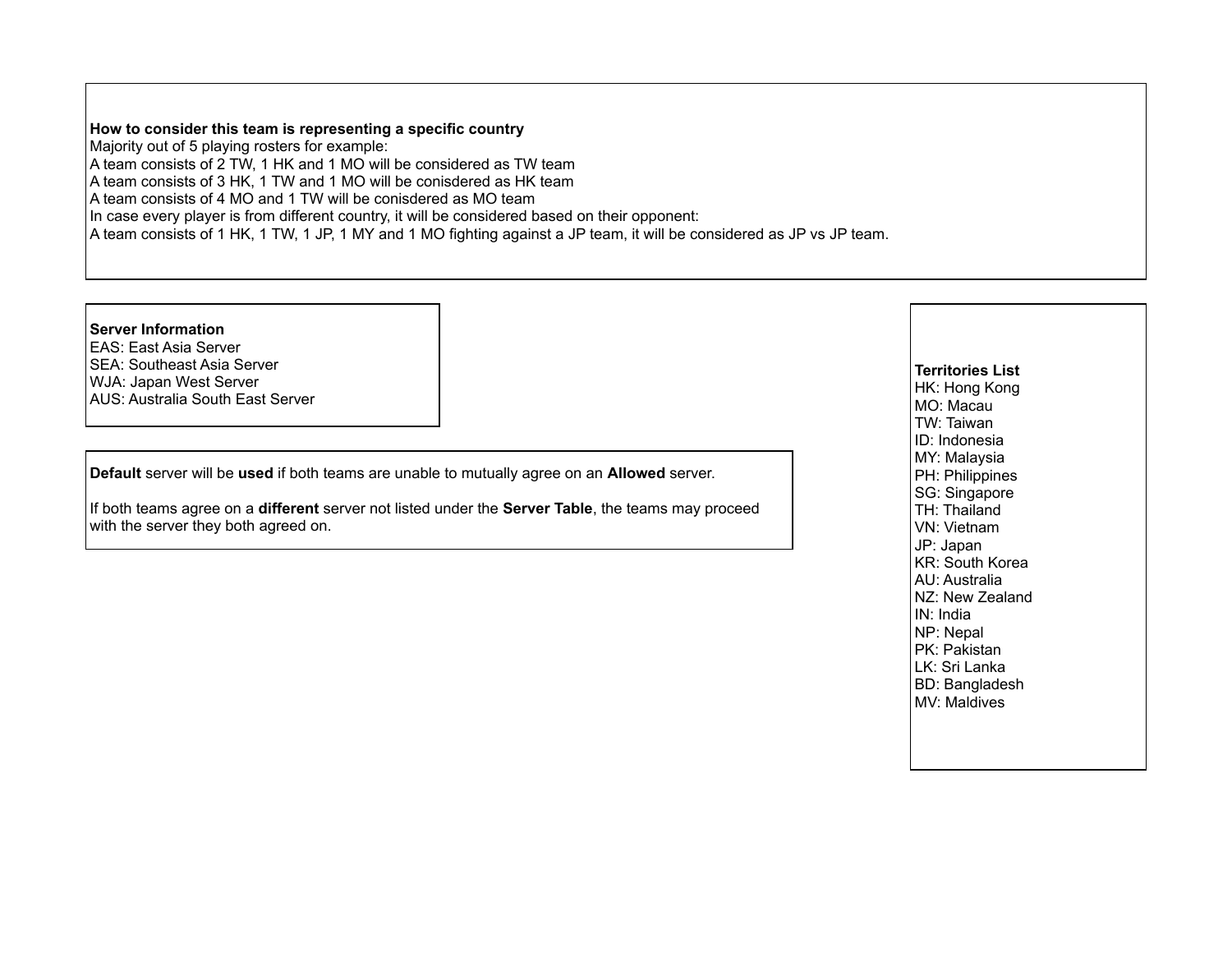**How to consider this team is representing a specific country**
Majority out of 5 playing rosters for example:
A team consists of 2 TW, 1 HK and 1 MO will be considered as TW team
A team consists of 3 HK, 1 TW and 1 MO will be conisdered as HK team
A team consists of 4 MO and 1 TW will be conisdered as MO team
In case every player is from different country, it will be considered based on their opponent:
A team consists of 1 HK, 1 TW, 1 JP, 1 MY and 1 MO fighting against a JP team, it will be considered as JP vs JP team.

**Server Information**
EAS: East Asia Server
SEA: Southeast Asia Server
WJA: Japan West Server
AUS: Australia South East Server

**Default** server will be **used** if both teams are unable to mutually agree on an **Allowed** server.

If both teams agree on a **different** server not listed under the **Server Table**, the teams may proceed with the server they both agreed on.

**Territories List**
HK: Hong Kong
MO: Macau
TW: Taiwan
ID: Indonesia
MY: Malaysia
PH: Philippines
SG: Singapore
TH: Thailand
VN: Vietnam
JP: Japan
KR: South Korea
AU: Australia
NZ: New Zealand
IN: India
NP: Nepal
PK: Pakistan
LK: Sri Lanka
BD: Bangladesh
MV: Maldives